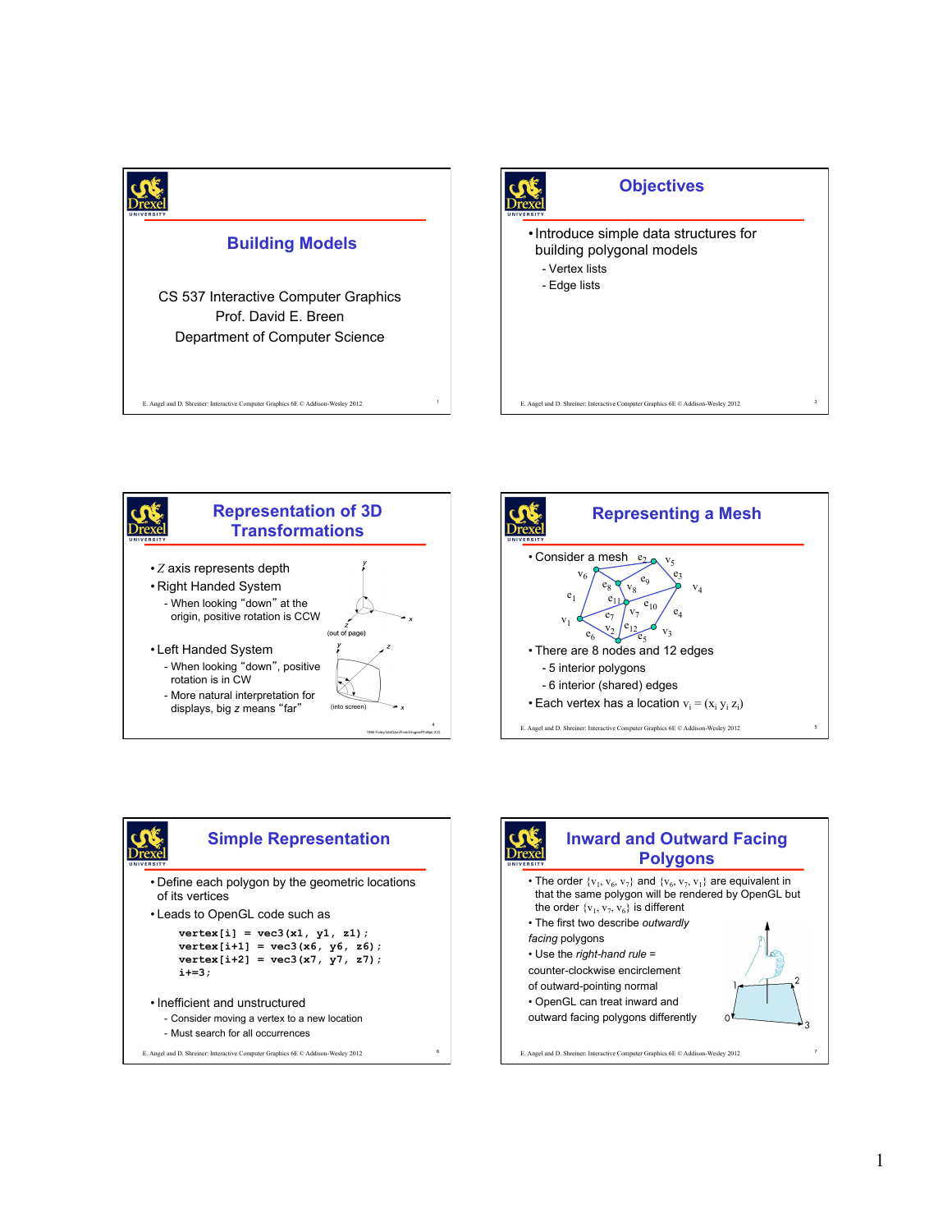# Building Models

CS 537 Interactive Computer Graphics
Prof. David E. Breen
Department of Computer Science

E. Angel and D. Shreiner: Interactive Computer Graphics 6E © Addison-Wesley 2012

## Objectives

- Introduce simple data structures for building polygonal models
  - Vertex lists
  - Edge lists

E. Angel and D. Shreiner: Interactive Computer Graphics 6E © Addison-Wesley 2012

## Representation of 3D Transformations

- *Z* axis represents depth
- Right Handed System
  - When looking "down" at the origin, positive rotation is CCW
- Left Handed System
  - When looking "down", positive rotation is CW
  - More natural interpretation for displays, big *z* means "far"

(out of page)

(into screen)

1994 Foley/VanDam/Finer/Huges/Phillips ICG

## Representing a Mesh

- Consider a mesh
- There are 8 nodes and 12 edges
  - 5 interior polygons
  - 6 interior (shared) edges
- Each vertex has a location $v_i = (x_i\ y_i\ z_i)$

E. Angel and D. Shreiner: Interactive Computer Graphics 6E © Addison-Wesley 2012

## Simple Representation

- Define each polygon by the geometric locations of its vertices
- Leads to OpenGL code such as

```
vertex[i]   = vec3(x1, y1, z1);
vertex[i+1] = vec3(x6, y6, z6);
vertex[i+2] = vec3(x7, y7, z7);
i+=3;
```

- Inefficient and unstructured
  - Consider moving a vertex to a new location
  - Must search for all occurrences

E. Angel and D. Shreiner: Interactive Computer Graphics 6E © Addison-Wesley 2012

## Inward and Outward Facing Polygons

- The order $\{v_1, v_6, v_7\}$ and $\{v_6, v_7, v_1\}$ are equivalent in that the same polygon will be rendered by OpenGL but the order $\{v_1, v_7, v_6\}$ is different
- The first two describe *outwardly facing* polygons
- Use the *right-hand rule* = counter-clockwise encirclement of outward-pointing normal
- OpenGL can treat inward and outward facing polygons differently

E. Angel and D. Shreiner: Interactive Computer Graphics 6E © Addison-Wesley 2012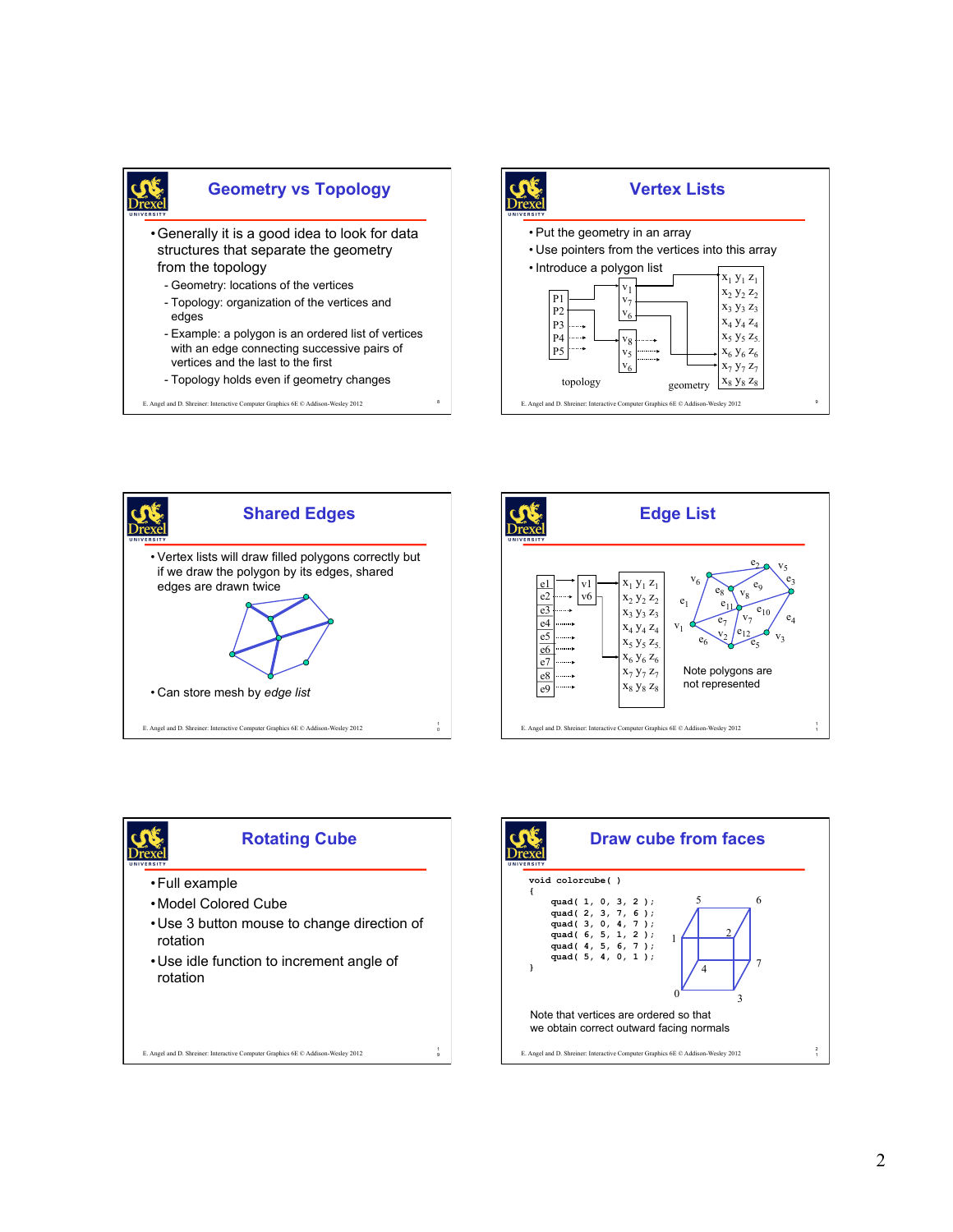## Geometry vs Topology

- Generally it is a good idea to look for data structures that separate the geometry from the topology
  - Geometry: locations of the vertices
  - Topology: organization of the vertices and edges
  - Example: a polygon is an ordered list of vertices with an edge connecting successive pairs of vertices and the last to the first
  - Topology holds even if geometry changes

## Vertex Lists

- Put the geometry in an array
- Use pointers from the vertices into this array
- Introduce a polygon list

topology — geometry

## Shared Edges

- Vertex lists will draw filled polygons correctly but if we draw the polygon by its edges, shared edges are drawn twice
- Can store mesh by *edge list*

## Edge List

Note polygons are not represented

## Rotating Cube

- Full example
- Model Colored Cube
- Use 3 button mouse to change direction of rotation
- Use idle function to increment angle of rotation

## Draw cube from faces

```
void colorcube( )
{
    quad( 1, 0, 3, 2 );
    quad( 2, 3, 7, 6 );
    quad( 3, 0, 4, 7 );
    quad( 6, 5, 1, 2 );
    quad( 4, 5, 6, 7 );
    quad( 5, 4, 0, 1 );
}
```

Note that vertices are ordered so that we obtain correct outward facing normals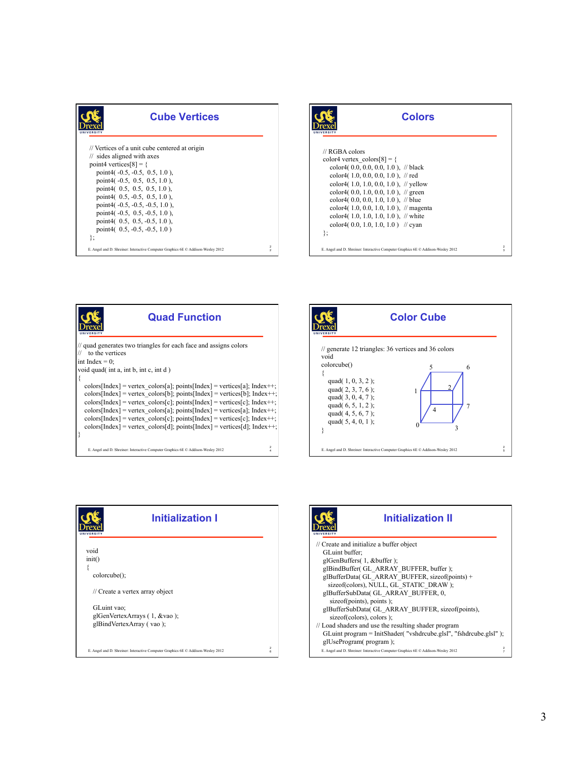## Cube Vertices

```
// Vertices of a unit cube centered at origin
//  sides aligned with axes
point4 vertices[8] = {
    point4( -0.5, -0.5,  0.5, 1.0 ),
    point4( -0.5,  0.5,  0.5, 1.0 ),
    point4(  0.5,  0.5,  0.5, 1.0 ),
    point4(  0.5, -0.5,  0.5, 1.0 ),
    point4( -0.5, -0.5, -0.5, 1.0 ),
    point4( -0.5,  0.5, -0.5, 1.0 ),
    point4(  0.5,  0.5, -0.5, 1.0 ),
    point4(  0.5, -0.5, -0.5, 1.0 )
};
```

## Colors

```
// RGBA colors
color4 vertex_colors[8] = {
    color4( 0.0, 0.0, 0.0, 1.0 ),  // black
    color4( 1.0, 0.0, 0.0, 1.0 ),  // red
    color4( 1.0, 1.0, 0.0, 1.0 ),  // yellow
    color4( 0.0, 1.0, 0.0, 1.0 ),  // green
    color4( 0.0, 0.0, 1.0, 1.0 ),  // blue
    color4( 1.0, 0.0, 1.0, 1.0 ),  // magenta
    color4( 1.0, 1.0, 1.0, 1.0 ),  // white
    color4( 0.0, 1.0, 1.0, 1.0 )   // cyan
};
```

## Quad Function

```
// quad generates two triangles for each face and assigns colors
//    to the vertices
int Index = 0;
void quad( int a, int b, int c, int d )
{
    colors[Index] = vertex_colors[a]; points[Index] = vertices[a]; Index++;
    colors[Index] = vertex_colors[b]; points[Index] = vertices[b]; Index++;
    colors[Index] = vertex_colors[c]; points[Index] = vertices[c]; Index++;
    colors[Index] = vertex_colors[a]; points[Index] = vertices[a]; Index++;
    colors[Index] = vertex_colors[c]; points[Index] = vertices[c]; Index++;
    colors[Index] = vertex_colors[d]; points[Index] = vertices[d]; Index++;
}
```

## Color Cube

```
// generate 12 triangles: 36 vertices and 36 colors
void
colorcube()
{
    quad( 1, 0, 3, 2 );
    quad( 2, 3, 7, 6 );
    quad( 3, 0, 4, 7 );
    quad( 6, 5, 1, 2 );
    quad( 4, 5, 6, 7 );
    quad( 5, 4, 0, 1 );
}
```

## Initialization I

```
void
init()
{
    colorcube();

    // Create a vertex array object

    GLuint vao;
    glGenVertexArrays ( 1, &vao );
    glBindVertexArray ( vao );
```

## Initialization II

```
// Create and initialize a buffer object
    GLuint buffer;
    glGenBuffers( 1, &buffer );
    glBindBuffer( GL_ARRAY_BUFFER, buffer );
    glBufferData( GL_ARRAY_BUFFER, sizeof(points) +
        sizeof(colors), NULL, GL_STATIC_DRAW );
    glBufferSubData( GL_ARRAY_BUFFER, 0,
        sizeof(points), points );
    glBufferSubData( GL_ARRAY_BUFFER, sizeof(points),
        sizeof(colors), colors );
// Load shaders and use the resulting shader program
    GLuint program = InitShader( "vshdrcube.glsl", "fshdrcube.glsl" );
    glUseProgram( program );
```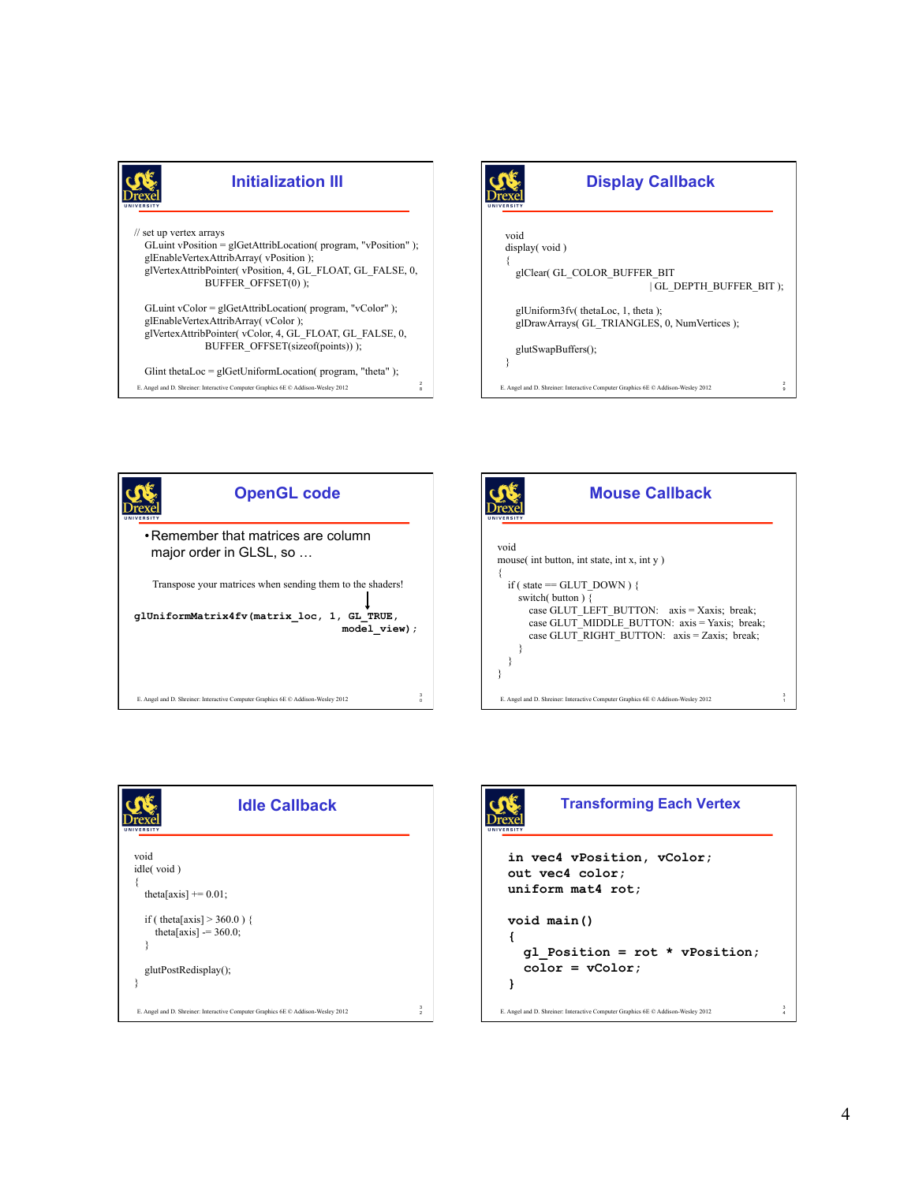## Initialization III

```
// set up vertex arrays
   GLuint vPosition = glGetAttribLocation( program, "vPosition" );
   glEnableVertexAttribArray( vPosition );
   glVertexAttribPointer( vPosition, 4, GL_FLOAT, GL_FALSE, 0,
                          BUFFER_OFFSET(0) );

   GLuint vColor = glGetAttribLocation( program, "vColor" );
   glEnableVertexAttribArray( vColor );
   glVertexAttribPointer( vColor, 4, GL_FLOAT, GL_FALSE, 0,
                          BUFFER_OFFSET(sizeof(points)) );

   Glint thetaLoc = glGetUniformLocation( program, "theta" );
```

## Display Callback

```
void
display( void )
{
   glClear( GL_COLOR_BUFFER_BIT
                            | GL_DEPTH_BUFFER_BIT );

   glUniform3fv( thetaLoc, 1, theta );
   glDrawArrays( GL_TRIANGLES, 0, NumVertices );

   glutSwapBuffers();
}
```

## OpenGL code

- Remember that matrices are column major order in GLSL, so …

Transpose your matrices when sending them to the shaders!

```
glUniformMatrix4fv(matrix_loc, 1, GL_TRUE,
                                     model_view);
```

## Mouse Callback

```
void
mouse( int button, int state, int x, int y )
{
   if ( state == GLUT_DOWN ) {
      switch( button ) {
         case GLUT_LEFT_BUTTON:    axis = Xaxis;  break;
         case GLUT_MIDDLE_BUTTON:  axis = Yaxis;  break;
         case GLUT_RIGHT_BUTTON:   axis = Zaxis;  break;
      }
   }
}
```

## Idle Callback

```
void
idle( void )
{
   theta[axis] += 0.01;

   if ( theta[axis] > 360.0 ) {
      theta[axis] -= 360.0;
   }

   glutPostRedisplay();
}
```

## Transforming Each Vertex

```
in vec4 vPosition, vColor;
out vec4 color;
uniform mat4 rot;

void main()
{
   gl_Position = rot * vPosition;
   color = vColor;
}
```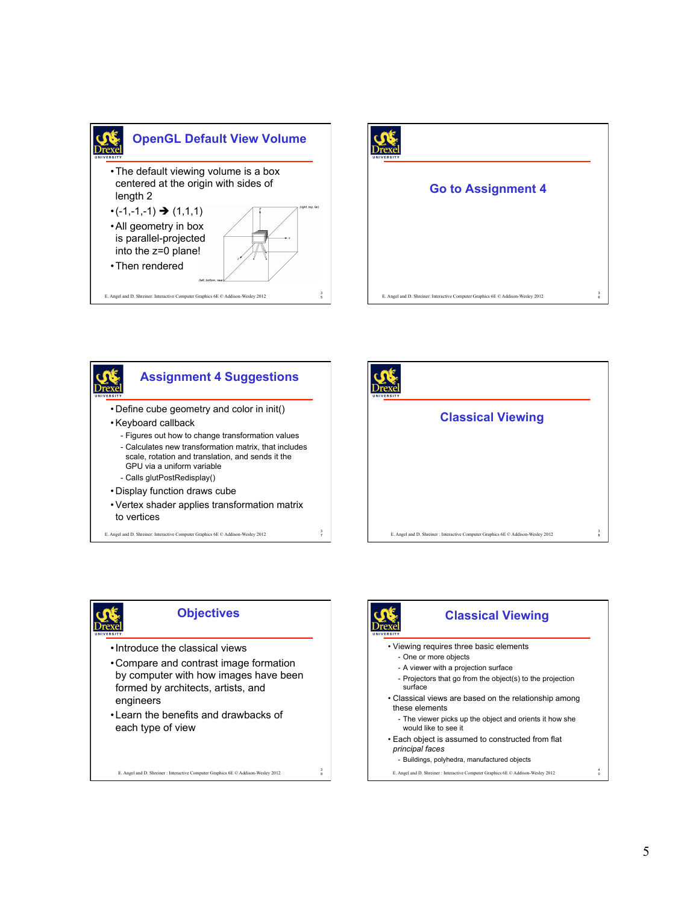## OpenGL Default View Volume

- The default viewing volume is a box centered at the origin with sides of length 2
- (-1,-1,-1) ➔ (1,1,1)
- All geometry in box is parallel-projected into the z=0 plane!
- Then rendered

(right, top, far)

(left, bottom, near)

## Go to Assignment 4

## Assignment 4 Suggestions

- Define cube geometry and color in init()
- Keyboard callback
  - Figures out how to change transformation values
  - Calculates new transformation matrix, that includes scale, rotation and translation, and sends it the GPU via a uniform variable
  - Calls glutPostRedisplay()
- Display function draws cube
- Vertex shader applies transformation matrix to vertices

## Classical Viewing

## Objectives

- Introduce the classical views
- Compare and contrast image formation by computer with how images have been formed by architects, artists, and engineers
- Learn the benefits and drawbacks of each type of view

## Classical Viewing

- Viewing requires three basic elements
  - One or more objects
  - A viewer with a projection surface
  - Projectors that go from the object(s) to the projection surface
- Classical views are based on the relationship among these elements
  - The viewer picks up the object and orients it how she would like to see it
- Each object is assumed to constructed from flat *principal faces*
  - Buildings, polyhedra, manufactured objects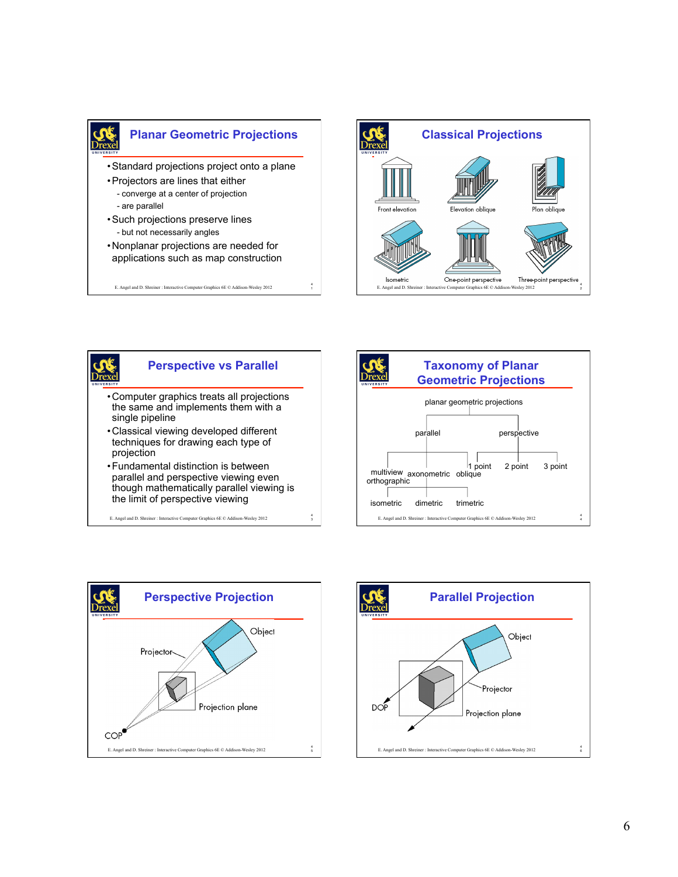## Planar Geometric Projections

- Standard projections project onto a plane
- Projectors are lines that either
  - converge at a center of projection
  - are parallel
- Such projections preserve lines
  - but not necessarily angles
- Nonplanar projections are needed for applications such as map construction

E. Angel and D. Shreiner : Interactive Computer Graphics 6E © Addison-Wesley 2012

## Classical Projections

Front elevation | Elevation oblique | Plan oblique

Isometric | One-point perspective | Three-point perspective

E. Angel and D. Shreiner : Interactive Computer Graphics 6E © Addison-Wesley 2012

## Perspective vs Parallel

- Computer graphics treats all projections the same and implements them with a single pipeline
- Classical viewing developed different techniques for drawing each type of projection
- Fundamental distinction is between parallel and perspective viewing even though mathematically parallel viewing is the limit of perspective viewing

E. Angel and D. Shreiner : Interactive Computer Graphics 6E © Addison-Wesley 2012

## Taxonomy of Planar Geometric Projections

- planar geometric projections
  - parallel
    - multiview orthographic
    - axonometric
      - isometric
      - dimetric
      - trimetric
    - oblique
  - perspective
    - 1 point
    - 2 point
    - 3 point

E. Angel and D. Shreiner : Interactive Computer Graphics 6E © Addison-Wesley 2012

## Perspective Projection

Object

Projector

Projection plane

COP

E. Angel and D. Shreiner : Interactive Computer Graphics 6E © Addison-Wesley 2012

## Parallel Projection

Object

Projector

Projection plane

DOP

E. Angel and D. Shreiner : Interactive Computer Graphics 6E © Addison-Wesley 2012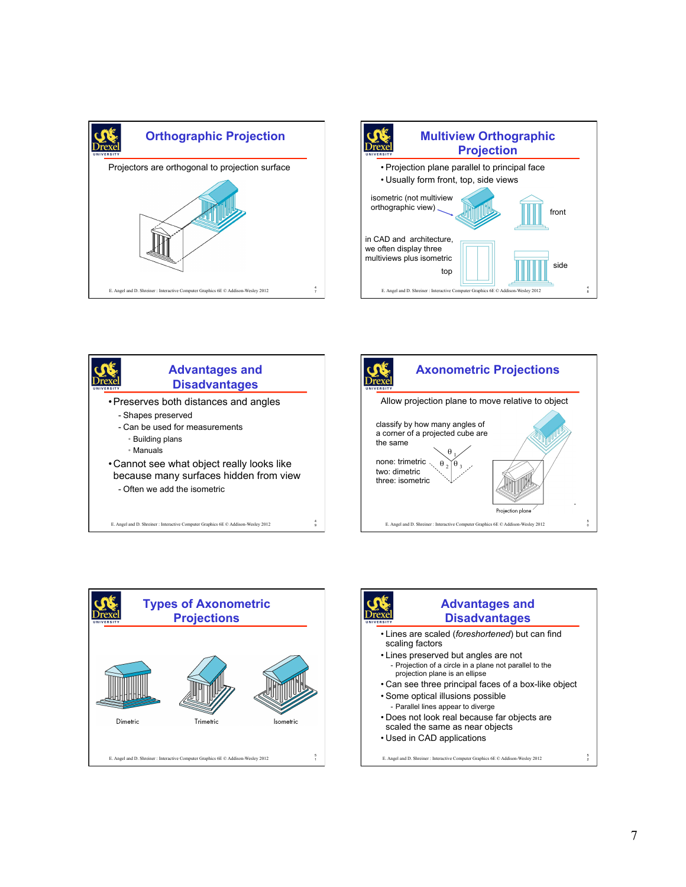## Orthographic Projection

Projectors are orthogonal to projection surface

## Multiview Orthographic Projection

- Projection plane parallel to principal face
- Usually form front, top, side views

isometric (not multiview orthographic view)

front

in CAD and architecture, we often display three multiviews plus isometric

top

side

## Advantages and Disadvantages

- Preserves both distances and angles
  - Shapes preserved
  - Can be used for measurements
    - Building plans
    - Manuals
- Cannot see what object really looks like because many surfaces hidden from view
  - Often we add the isometric

## Axonometric Projections

Allow projection plane to move relative to object

classify by how many angles of a corner of a projected cube are the same

none: trimetric
two: dimetric
three: isometric

$\theta_1$ $\theta_2$ $\theta_3$

Projection plane

## Types of Axonometric Projections

Dimetric | Trimetric | Isometric

## Advantages and Disadvantages

- Lines are scaled (*foreshortened*) but can find scaling factors
- Lines preserved but angles are not
  - Projection of a circle in a plane not parallel to the projection plane is an ellipse
- Can see three principal faces of a box-like object
- Some optical illusions possible
  - Parallel lines appear to diverge
- Does not look real because far objects are scaled the same as near objects
- Used in CAD applications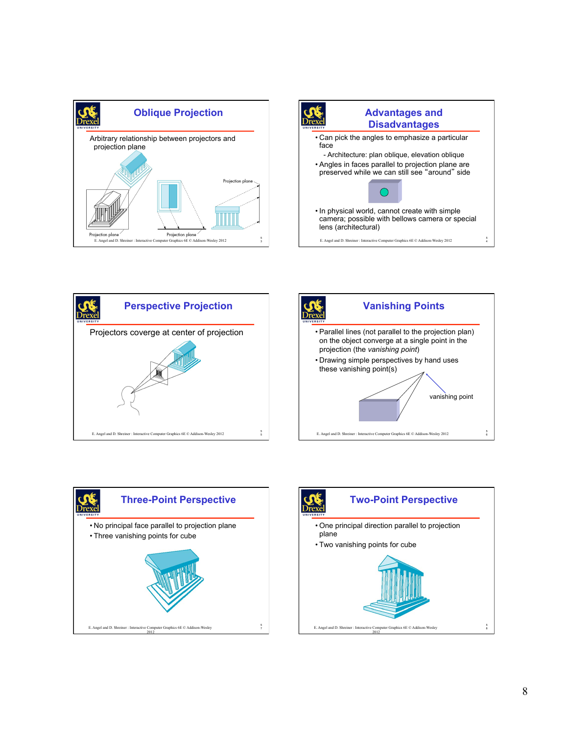## Oblique Projection

Arbitrary relationship between projectors and projection plane

Projection plane

Projection plane

Projection plane

## Advantages and Disadvantages

- Can pick the angles to emphasize a particular face
  - Architecture: plan oblique, elevation oblique
- Angles in faces parallel to projection plane are preserved while we can still see "around" side
- In physical world, cannot create with simple camera; possible with bellows camera or special lens (architectural)

## Perspective Projection

Projectors coverge at center of projection

## Vanishing Points

- Parallel lines (not parallel to the projection plan) on the object converge at a single point in the projection (the *vanishing point*)
- Drawing simple perspectives by hand uses these vanishing point(s)

vanishing point

## Three-Point Perspective

- No principal face parallel to projection plane
- Three vanishing points for cube

## Two-Point Perspective

- One principal direction parallel to projection plane
- Two vanishing points for cube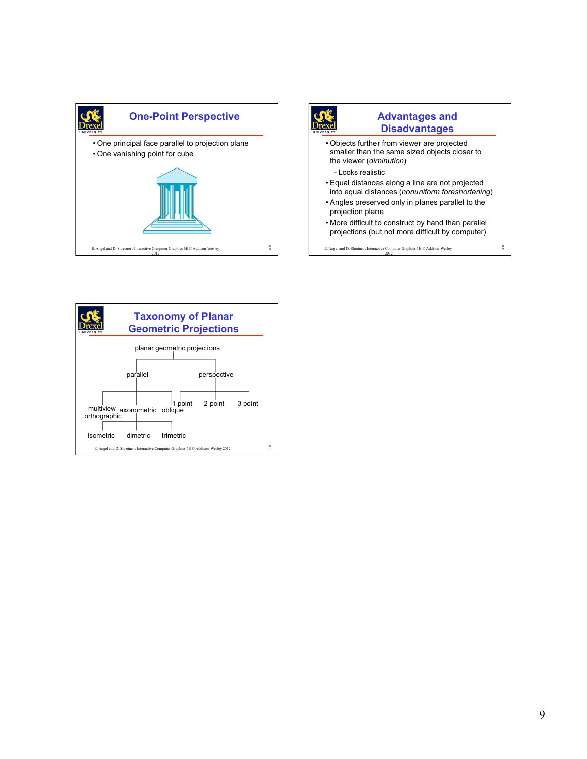## One-Point Perspective

- One principal face parallel to projection plane
- One vanishing point for cube

E. Angel and D. Shreiner : Interactive Computer Graphics 6E © Addison-Wesley 2012

## Advantages and Disadvantages

- Objects further from viewer are projected smaller than the same sized objects closer to the viewer (*diminution*)
  - Looks realistic
- Equal distances along a line are not projected into equal distances (*nonuniform foreshortening*)
- Angles preserved only in planes parallel to the projection plane
- More difficult to construct by hand than parallel projections (but not more difficult by computer)

E. Angel and D. Shreiner : Interactive Computer Graphics 6E © Addison-Wesley 2012

## Taxonomy of Planar Geometric Projections

planar geometric projections

parallel

perspective

multiview orthographic

axonometric

oblique

1 point

2 point

3 point

isometric

dimetric

trimetric

E. Angel and D. Shreiner : Interactive Computer Graphics 6E © Addison-Wesley 2012